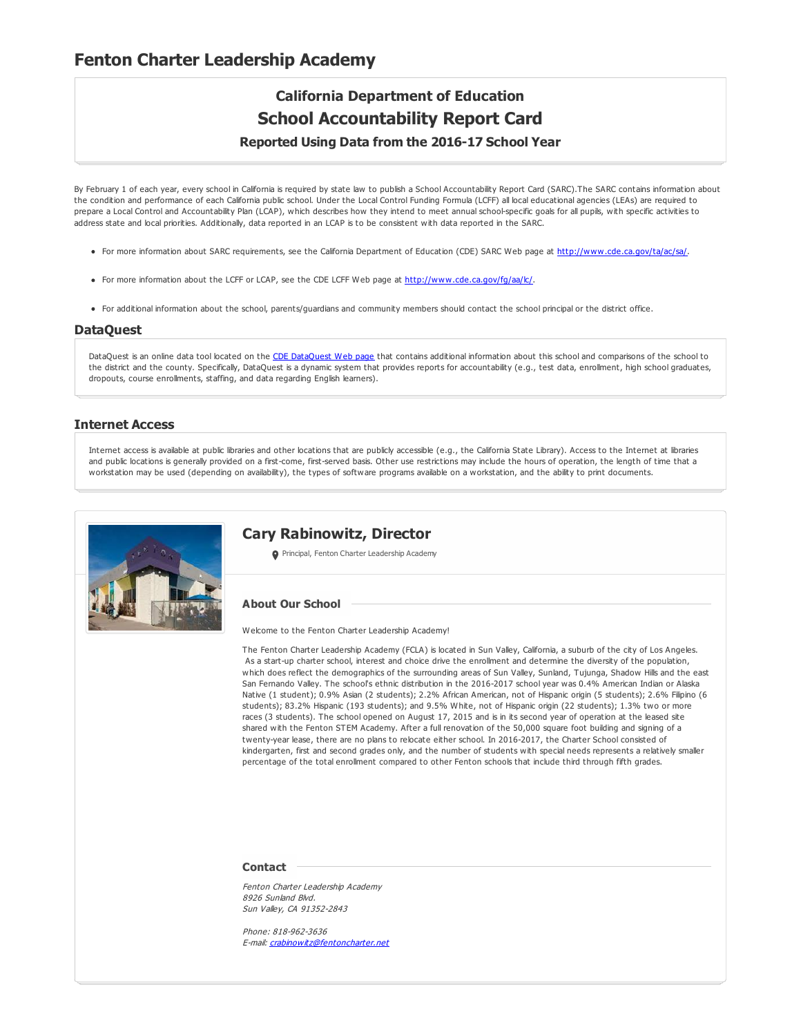# Fenton Charter Leadership Academy

## California Department of Education
## School Accountability Report Card
### Reported Using Data from the 2016-17 School Year

By February 1 of each year, every school in California is required by state law to publish a School Accountability Report Card (SARC).The SARC contains information about the condition and performance of each California public school. Under the Local Control Funding Formula (LCFF) all local educational agencies (LEAs) are required to prepare a Local Control and Accountability Plan (LCAP), which describes how they intend to meet annual school-specific goals for all pupils, with specific activities to address state and local priorities. Additionally, data reported in an LCAP is to be consistent with data reported in the SARC.

- For more information about SARC requirements, see the California Department of Education (CDE) SARC Web page at http://www.cde.ca.gov/ta/ac/sa/.
- For more information about the LCFF or LCAP, see the CDE LCFF Web page at http://www.cde.ca.gov/fg/aa/lc/.
- For additional information about the school, parents/guardians and community members should contact the school principal or the district office.

## DataQuest

DataQuest is an online data tool located on the CDE DataQuest Web page that contains additional information about this school and comparisons of the school to the district and the county. Specifically, DataQuest is a dynamic system that provides reports for accountability (e.g., test data, enrollment, high school graduates, dropouts, course enrollments, staffing, and data regarding English learners).

## Internet Access

Internet access is available at public libraries and other locations that are publicly accessible (e.g., the California State Library). Access to the Internet at libraries and public locations is generally provided on a first-come, first-served basis. Other use restrictions may include the hours of operation, the length of time that a workstation may be used (depending on availability), the types of software programs available on a workstation, and the ability to print documents.

## Cary Rabinowitz, Director

Principal, Fenton Charter Leadership Academy

### About Our School

Welcome to the Fenton Charter Leadership Academy!

The Fenton Charter Leadership Academy (FCLA) is located in Sun Valley, California, a suburb of the city of Los Angeles. As a start-up charter school, interest and choice drive the enrollment and determine the diversity of the population, which does reflect the demographics of the surrounding areas of Sun Valley, Sunland, Tujunga, Shadow Hills and the east San Fernando Valley. The school's ethnic distribution in the 2016-2017 school year was 0.4% American Indian or Alaska Native (1 student); 0.9% Asian (2 students); 2.2% African American, not of Hispanic origin (5 students); 2.6% Filipino (6 students); 83.2% Hispanic (193 students); and 9.5% White, not of Hispanic origin (22 students); 1.3% two or more races (3 students). The school opened on August 17, 2015 and is in its second year of operation at the leased site shared with the Fenton STEM Academy. After a full renovation of the 50,000 square foot building and signing of a twenty-year lease, there are no plans to relocate either school. In 2016-2017, the Charter School consisted of kindergarten, first and second grades only, and the number of students with special needs represents a relatively smaller percentage of the total enrollment compared to other Fenton schools that include third through fifth grades.

### Contact

*Fenton Charter Leadership Academy*
*8926 Sunland Blvd.*
*Sun Valley, CA 91352-2843*

*Phone: 818-962-3636*
*E-mail: crabinowitz@fentoncharter.net*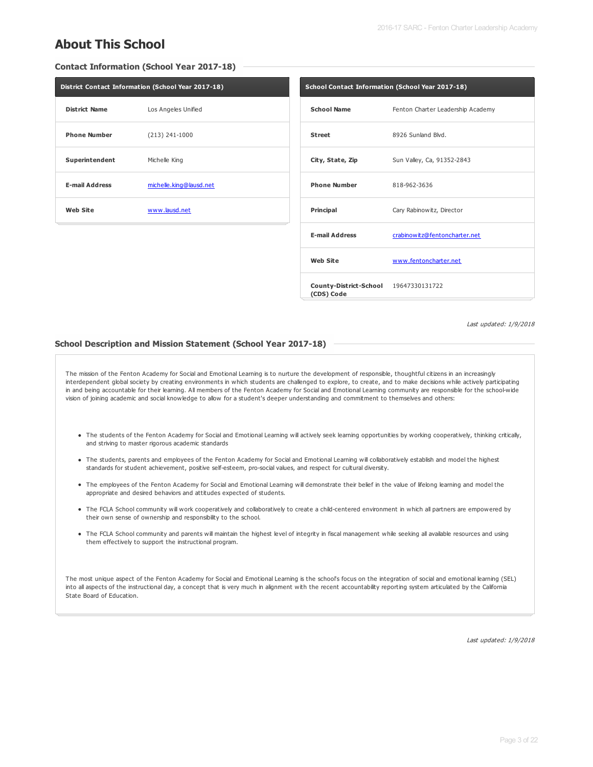# About This School

## Contact Information (School Year 2017-18)

| District Contact Information (School Year 2017-18) | |
|---|---|
| **District Name** | Los Angeles Unified |
| **Phone Number** | (213) 241-1000 |
| **Superintendent** | Michelle King |
| **E-mail Address** | michelle.king@lausd.net |
| **Web Site** | www.lausd.net |

| School Contact Information (School Year 2017-18) | |
|---|---|
| **School Name** | Fenton Charter Leadership Academy |
| **Street** | 8926 Sunland Blvd. |
| **City, State, Zip** | Sun Valley, Ca, 91352-2843 |
| **Phone Number** | 818-962-3636 |
| **Principal** | Cary Rabinowitz, Director |
| **E-mail Address** | crabinowitz@fentoncharter.net |
| **Web Site** | www.fentoncharter.net |
| **County-District-School (CDS) Code** | 19647330131722 |

*Last updated: 1/9/2018*

## School Description and Mission Statement (School Year 2017-18)

The mission of the Fenton Academy for Social and Emotional Learning is to nurture the development of responsible, thoughtful citizens in an increasingly interdependent global society by creating environments in which students are challenged to explore, to create, and to make decisions while actively participating in and being accountable for their learning. All members of the Fenton Academy for Social and Emotional Learning community are responsible for the school-wide vision of joining academic and social knowledge to allow for a student's deeper understanding and commitment to themselves and others:

- The students of the Fenton Academy for Social and Emotional Learning will actively seek learning opportunities by working cooperatively, thinking critically, and striving to master rigorous academic standards
- The students, parents and employees of the Fenton Academy for Social and Emotional Learning will collaboratively establish and model the highest standards for student achievement, positive self-esteem, pro-social values, and respect for cultural diversity.
- The employees of the Fenton Academy for Social and Emotional Learning will demonstrate their belief in the value of lifelong learning and model the appropriate and desired behaviors and attitudes expected of students.
- The FCLA School community will work cooperatively and collaboratively to create a child-centered environment in which all partners are empowered by their own sense of ownership and responsibility to the school.
- The FCLA School community and parents will maintain the highest level of integrity in fiscal management while seeking all available resources and using them effectively to support the instructional program.

The most unique aspect of the Fenton Academy for Social and Emotional Learning is the school's focus on the integration of social and emotional learning (SEL) into all aspects of the instructional day, a concept that is very much in alignment with the recent accountability reporting system articulated by the California State Board of Education.

*Last updated: 1/9/2018*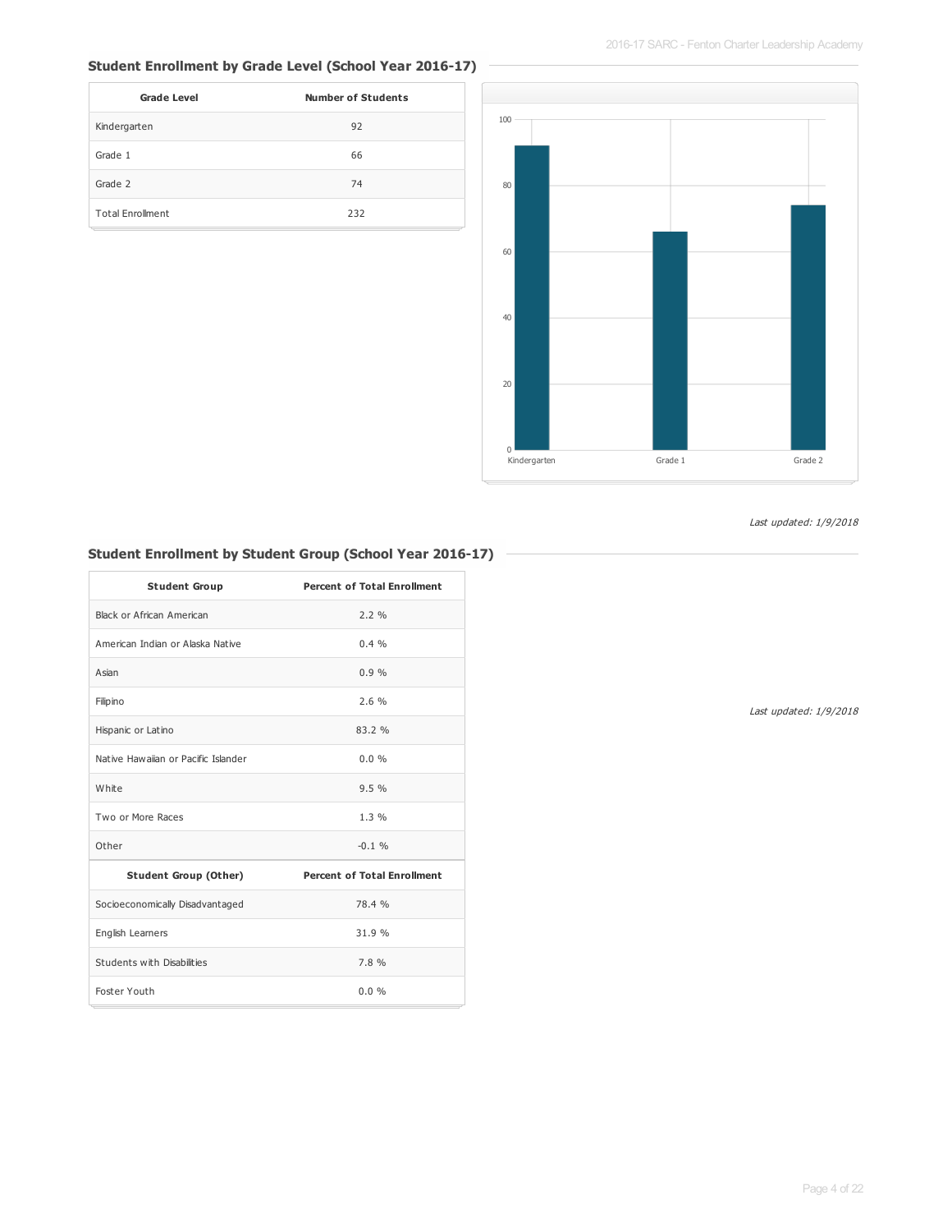## Student Enrollment by Grade Level (School Year 2016-17)

| Grade Level | Number of Students |
|---|---|
| Kindergarten | 92 |
| Grade 1 | 66 |
| Grade 2 | 74 |
| Total Enrollment | 232 |

*Last updated: 1/9/2018*

## Student Enrollment by Student Group (School Year 2016-17)

| Student Group | Percent of Total Enrollment |
|---|---|
| Black or African American | 2.2 % |
| American Indian or Alaska Native | 0.4 % |
| Asian | 0.9 % |
| Filipino | 2.6 % |
| Hispanic or Latino | 83.2 % |
| Native Hawaiian or Pacific Islander | 0.0 % |
| White | 9.5 % |
| Two or More Races | 1.3 % |
| Other | -0.1 % |
| **Student Group (Other)** | **Percent of Total Enrollment** |
| Socioeconomically Disadvantaged | 78.4 % |
| English Learners | 31.9 % |
| Students with Disabilities | 7.8 % |
| Foster Youth | 0.0 % |

*Last updated: 1/9/2018*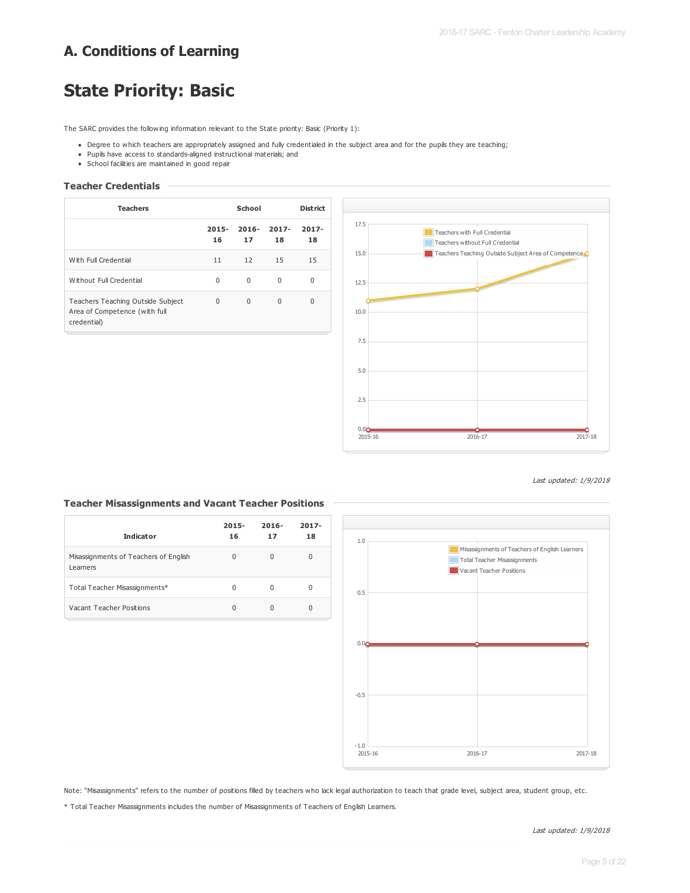# A. Conditions of Learning

# State Priority: Basic

The SARC provides the following information relevant to the State priority: Basic (Priority 1):

- Degree to which teachers are appropriately assigned and fully credentialed in the subject area and for the pupils they are teaching;
- Pupils have access to standards-aligned instructional materials; and
- School facilities are maintained in good repair

### Teacher Credentials

| Teachers | School | | | District |
|---|---|---|---|---|
| | 2015-16 | 2016-17 | 2017-18 | 2017-18 |
| With Full Credential | 11 | 12 | 15 | 15 |
| Without Full Credential | 0 | 0 | 0 | 0 |
| Teachers Teaching Outside Subject Area of Competence (with full credential) | 0 | 0 | 0 | 0 |

*Last updated: 1/9/2018*

### Teacher Misassignments and Vacant Teacher Positions

| Indicator | 2015-16 | 2016-17 | 2017-18 |
|---|---|---|---|
| Misassignments of Teachers of English Learners | 0 | 0 | 0 |
| Total Teacher Misassignments* | 0 | 0 | 0 |
| Vacant Teacher Positions | 0 | 0 | 0 |

Note: "Misassignments" refers to the number of positions filled by teachers who lack legal authorization to teach that grade level, subject area, student group, etc.

* Total Teacher Misassignments includes the number of Misassignments of Teachers of English Learners.

*Last updated: 1/9/2018*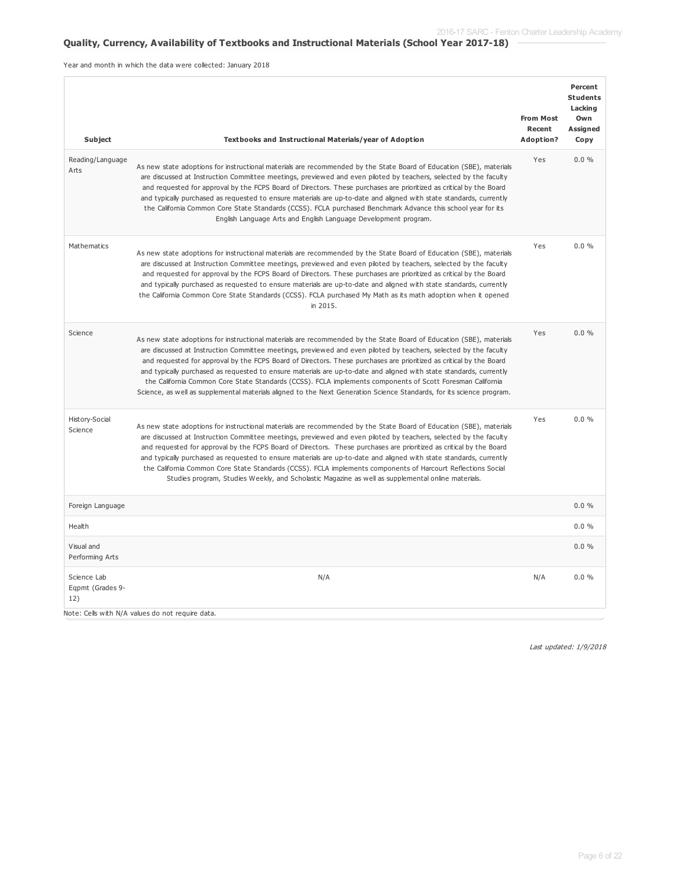## Quality, Currency, Availability of Textbooks and Instructional Materials (School Year 2017-18)

Year and month in which the data were collected: January 2018

| Subject | Textbooks and Instructional Materials/year of Adoption | From Most Recent Adoption? | Percent Students Lacking Own Assigned Copy |
|---|---|---|---|
| Reading/Language Arts | As new state adoptions for instructional materials are recommended by the State Board of Education (SBE), materials are discussed at Instruction Committee meetings, previewed and even piloted by teachers, selected by the faculty and requested for approval by the FCPS Board of Directors. These purchases are prioritized as critical by the Board and typically purchased as requested to ensure materials are up-to-date and aligned with state standards, currently the California Common Core State Standards (CCSS). FCLA purchased Benchmark Advance this school year for its English Language Arts and English Language Development program. | Yes | 0.0 % |
| Mathematics | As new state adoptions for instructional materials are recommended by the State Board of Education (SBE), materials are discussed at Instruction Committee meetings, previewed and even piloted by teachers, selected by the faculty and requested for approval by the FCPS Board of Directors. These purchases are prioritized as critical by the Board and typically purchased as requested to ensure materials are up-to-date and aligned with state standards, currently the California Common Core State Standards (CCSS). FCLA purchased My Math as its math adoption when it opened in 2015. | Yes | 0.0 % |
| Science | As new state adoptions for instructional materials are recommended by the State Board of Education (SBE), materials are discussed at Instruction Committee meetings, previewed and even piloted by teachers, selected by the faculty and requested for approval by the FCPS Board of Directors. These purchases are prioritized as critical by the Board and typically purchased as requested to ensure materials are up-to-date and aligned with state standards, currently the California Common Core State Standards (CCSS). FCLA implements components of Scott Foresman California Science, as well as supplemental materials aligned to the Next Generation Science Standards, for its science program. | Yes | 0.0 % |
| History-Social Science | As new state adoptions for instructional materials are recommended by the State Board of Education (SBE), materials are discussed at Instruction Committee meetings, previewed and even piloted by teachers, selected by the faculty and requested for approval by the FCPS Board of Directors. These purchases are prioritized as critical by the Board and typically purchased as requested to ensure materials are up-to-date and aligned with state standards, currently the California Common Core State Standards (CCSS). FCLA implements components of Harcourt Reflections Social Studies program, Studies Weekly, and Scholastic Magazine as well as supplemental online materials. | Yes | 0.0 % |
| Foreign Language | | | 0.0 % |
| Health | | | 0.0 % |
| Visual and Performing Arts | | | 0.0 % |
| Science Lab Eqpmt (Grades 9-12) | N/A | N/A | 0.0 % |

Note: Cells with N/A values do not require data.

*Last updated: 1/9/2018*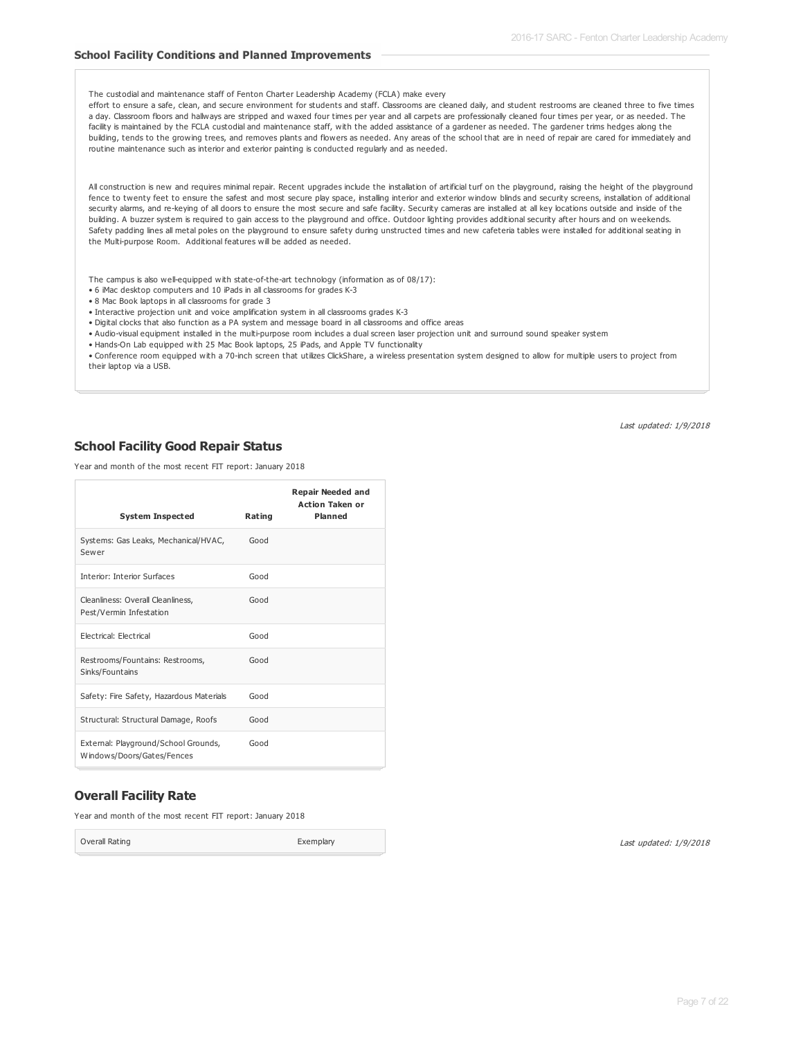### School Facility Conditions and Planned Improvements

The custodial and maintenance staff of Fenton Charter Leadership Academy (FCLA) make every effort to ensure a safe, clean, and secure environment for students and staff. Classrooms are cleaned daily, and student restrooms are cleaned three to five times a day. Classroom floors and hallways are stripped and waxed four times per year and all carpets are professionally cleaned four times per year, or as needed. The facility is maintained by the FCLA custodial and maintenance staff, with the added assistance of a gardener as needed. The gardener trims hedges along the building, tends to the growing trees, and removes plants and flowers as needed. Any areas of the school that are in need of repair are cared for immediately and routine maintenance such as interior and exterior painting is conducted regularly and as needed.

All construction is new and requires minimal repair. Recent upgrades include the installation of artificial turf on the playground, raising the height of the playground fence to twenty feet to ensure the safest and most secure play space, installing interior and exterior window blinds and security screens, installation of additional security alarms, and re-keying of all doors to ensure the most secure and safe facility. Security cameras are installed at all key locations outside and inside of the building. A buzzer system is required to gain access to the playground and office. Outdoor lighting provides additional security after hours and on weekends. Safety padding lines all metal poles on the playground to ensure safety during unstructed times and new cafeteria tables were installed for additional seating in the Multi-purpose Room. Additional features will be added as needed.

The campus is also well-equipped with state-of-the-art technology (information as of 08/17):

- 6 iMac desktop computers and 10 iPads in all classrooms for grades K-3
- 8 Mac Book laptops in all classrooms for grade 3
- Interactive projection unit and voice amplification system in all classrooms grades K-3
- Digital clocks that also function as a PA system and message board in all classrooms and office areas
- Audio-visual equipment installed in the multi-purpose room includes a dual screen laser projection unit and surround sound speaker system
- Hands-On Lab equipped with 25 Mac Book laptops, 25 iPads, and Apple TV functionality
- Conference room equipped with a 70-inch screen that utilizes ClickShare, a wireless presentation system designed to allow for multiple users to project from their laptop via a USB.

*Last updated: 1/9/2018*

## School Facility Good Repair Status

Year and month of the most recent FIT report: January 2018

| System Inspected | Rating | Repair Needed and Action Taken or Planned |
|---|---|---|
| Systems: Gas Leaks, Mechanical/HVAC, Sewer | Good | |
| Interior: Interior Surfaces | Good | |
| Cleanliness: Overall Cleanliness, Pest/Vermin Infestation | Good | |
| Electrical: Electrical | Good | |
| Restrooms/Fountains: Restrooms, Sinks/Fountains | Good | |
| Safety: Fire Safety, Hazardous Materials | Good | |
| Structural: Structural Damage, Roofs | Good | |
| External: Playground/School Grounds, Windows/Doors/Gates/Fences | Good | |

## Overall Facility Rate

Year and month of the most recent FIT report: January 2018

| Overall Rating | Exemplary |
|---|---|

*Last updated: 1/9/2018*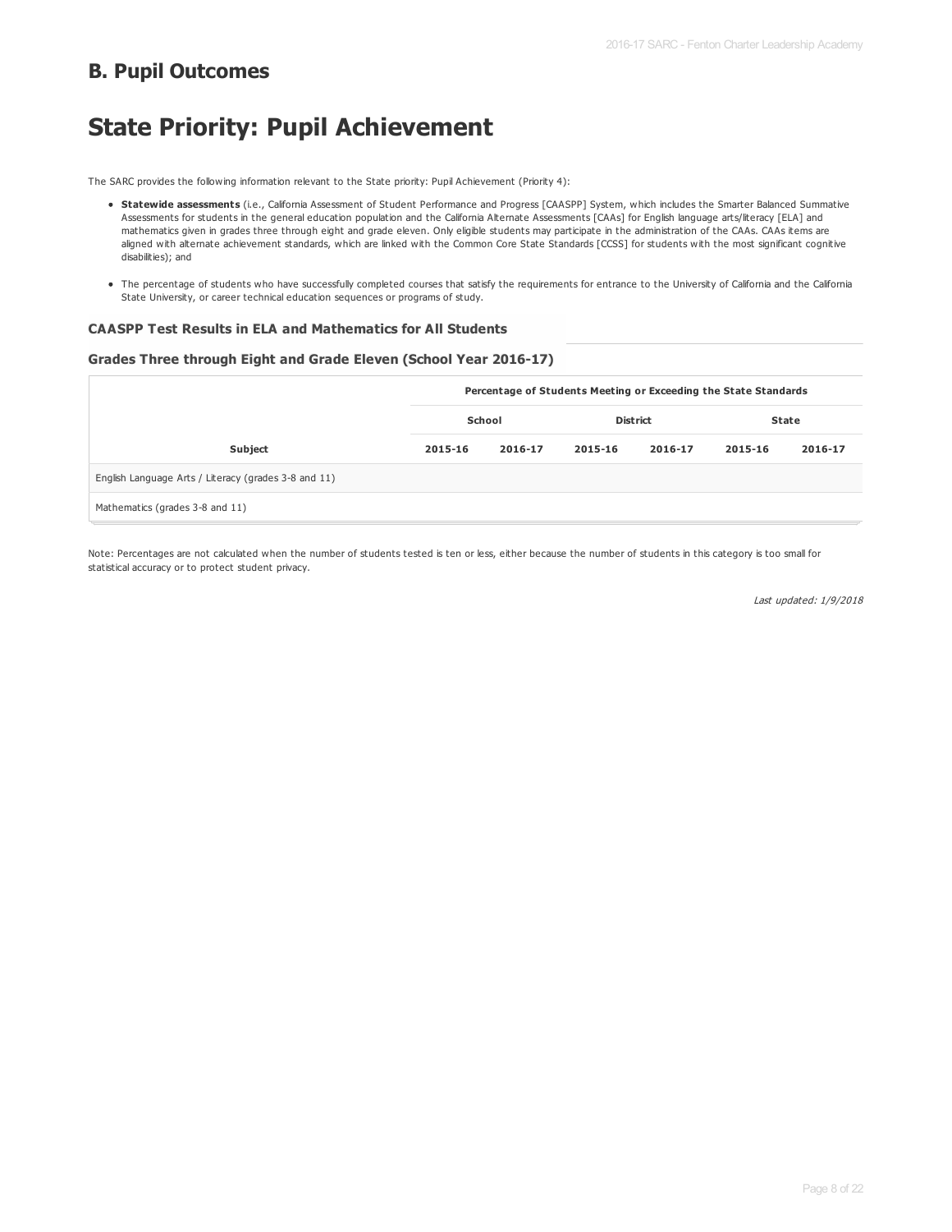## B. Pupil Outcomes

# State Priority: Pupil Achievement

The SARC provides the following information relevant to the State priority: Pupil Achievement (Priority 4):

- **Statewide assessments** (i.e., California Assessment of Student Performance and Progress [CAASPP] System, which includes the Smarter Balanced Summative Assessments for students in the general education population and the California Alternate Assessments [CAAs] for English language arts/literacy [ELA] and mathematics given in grades three through eight and grade eleven. Only eligible students may participate in the administration of the CAAs. CAAs items are aligned with alternate achievement standards, which are linked with the Common Core State Standards [CCSS] for students with the most significant cognitive disabilities); and
- The percentage of students who have successfully completed courses that satisfy the requirements for entrance to the University of California and the California State University, or career technical education sequences or programs of study.

### CAASPP Test Results in ELA and Mathematics for All Students

### Grades Three through Eight and Grade Eleven (School Year 2016-17)

| | Percentage of Students Meeting or Exceeding the State Standards | | | | | |
|---|---|---|---|---|---|---|
| | School | | District | | State | |
| Subject | 2015-16 | 2016-17 | 2015-16 | 2016-17 | 2015-16 | 2016-17 |
| English Language Arts / Literacy (grades 3-8 and 11) | | | | | | |
| Mathematics (grades 3-8 and 11) | | | | | | |

Note: Percentages are not calculated when the number of students tested is ten or less, either because the number of students in this category is too small for statistical accuracy or to protect student privacy.

*Last updated: 1/9/2018*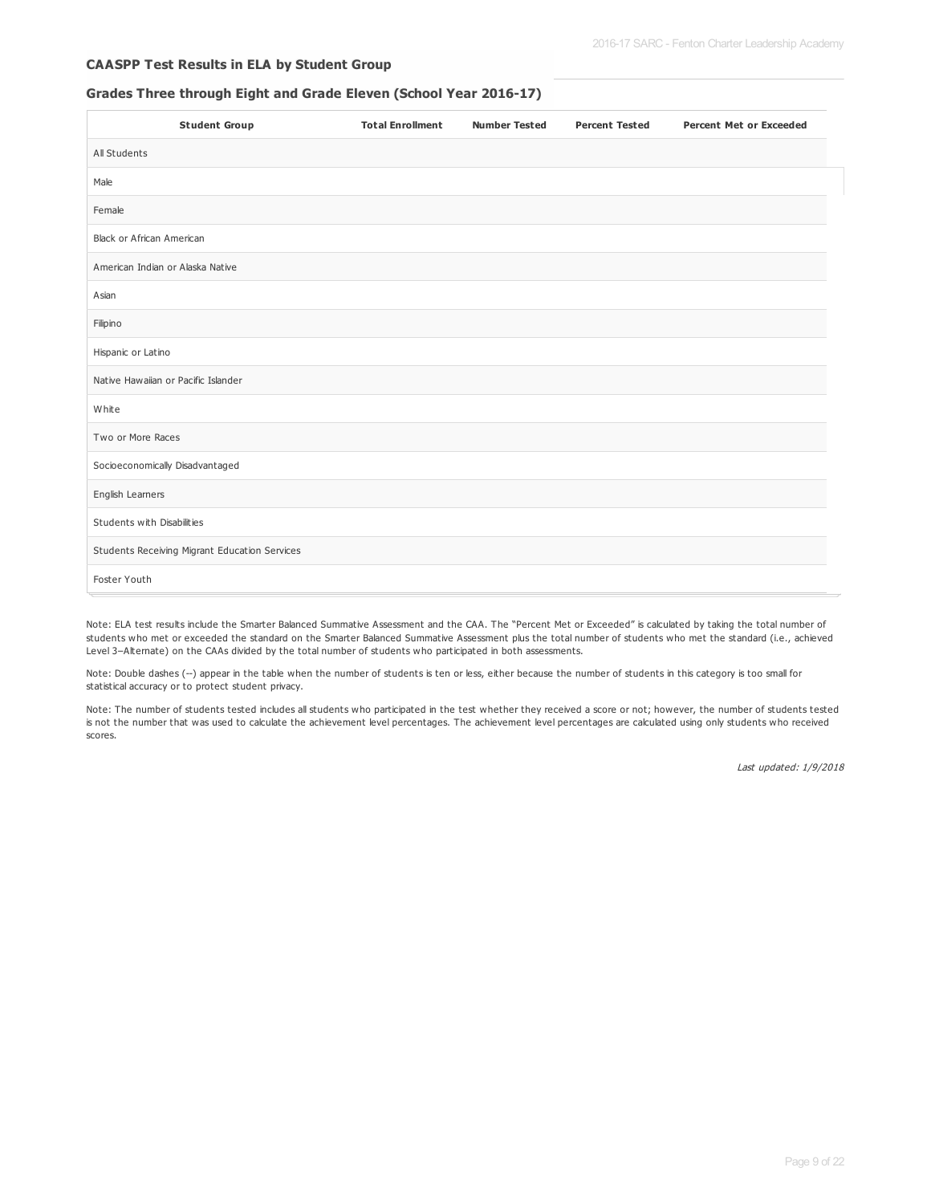### CAASPP Test Results in ELA by Student Group

### Grades Three through Eight and Grade Eleven (School Year 2016-17)

| Student Group | Total Enrollment | Number Tested | Percent Tested | Percent Met or Exceeded |
|---|---|---|---|---|
| All Students | | | | |
| Male | | | | |
| Female | | | | |
| Black or African American | | | | |
| American Indian or Alaska Native | | | | |
| Asian | | | | |
| Filipino | | | | |
| Hispanic or Latino | | | | |
| Native Hawaiian or Pacific Islander | | | | |
| White | | | | |
| Two or More Races | | | | |
| Socioeconomically Disadvantaged | | | | |
| English Learners | | | | |
| Students with Disabilities | | | | |
| Students Receiving Migrant Education Services | | | | |
| Foster Youth | | | | |

Note: ELA test results include the Smarter Balanced Summative Assessment and the CAA. The "Percent Met or Exceeded" is calculated by taking the total number of students who met or exceeded the standard on the Smarter Balanced Summative Assessment plus the total number of students who met the standard (i.e., achieved Level 3–Alternate) on the CAAs divided by the total number of students who participated in both assessments.

Note: Double dashes (--) appear in the table when the number of students is ten or less, either because the number of students in this category is too small for statistical accuracy or to protect student privacy.

Note: The number of students tested includes all students who participated in the test whether they received a score or not; however, the number of students tested is not the number that was used to calculate the achievement level percentages. The achievement level percentages are calculated using only students who received scores.

*Last updated: 1/9/2018*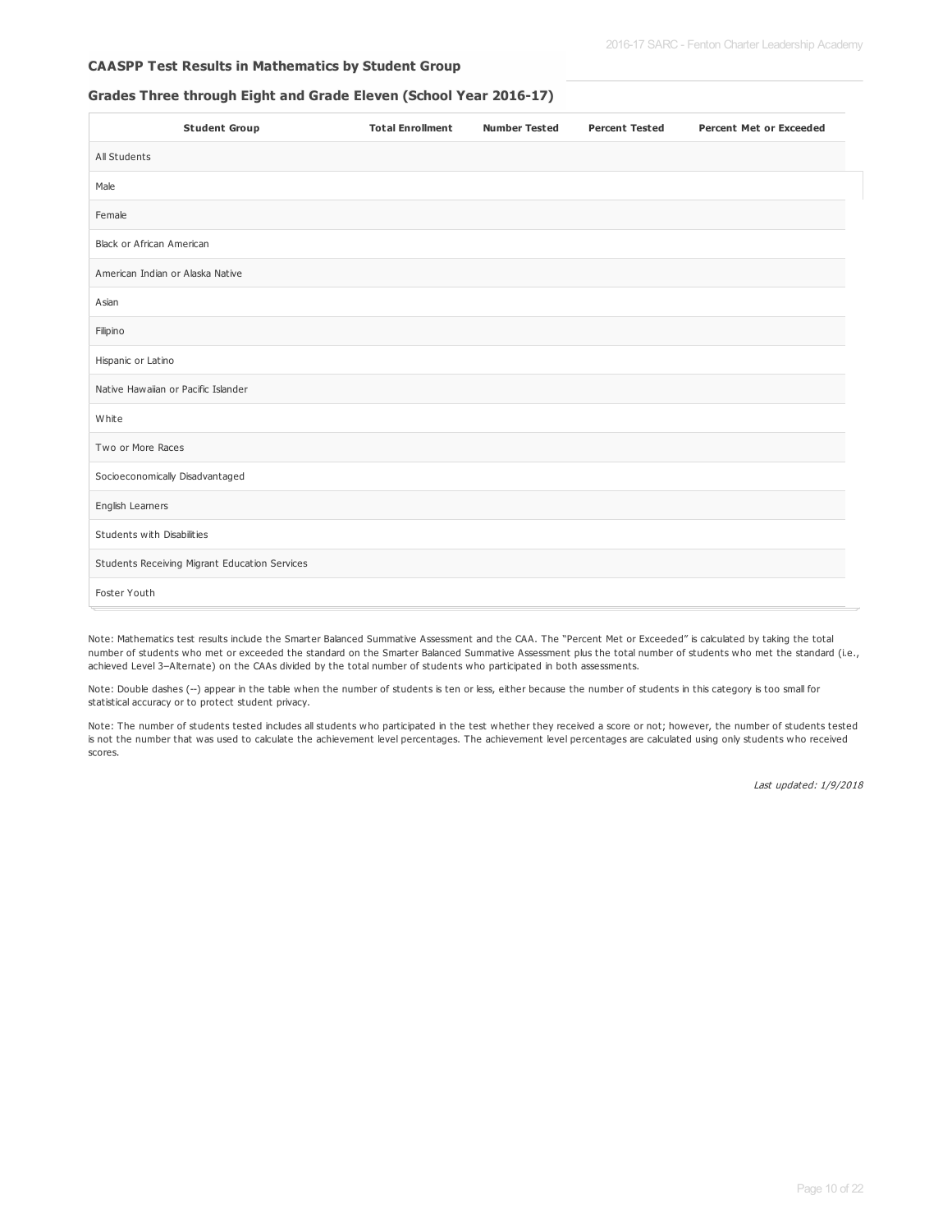### CAASPP Test Results in Mathematics by Student Group

### Grades Three through Eight and Grade Eleven (School Year 2016-17)

| Student Group | Total Enrollment | Number Tested | Percent Tested | Percent Met or Exceeded |
|---|---|---|---|---|
| All Students | | | | |
| Male | | | | |
| Female | | | | |
| Black or African American | | | | |
| American Indian or Alaska Native | | | | |
| Asian | | | | |
| Filipino | | | | |
| Hispanic or Latino | | | | |
| Native Hawaiian or Pacific Islander | | | | |
| White | | | | |
| Two or More Races | | | | |
| Socioeconomically Disadvantaged | | | | |
| English Learners | | | | |
| Students with Disabilities | | | | |
| Students Receiving Migrant Education Services | | | | |
| Foster Youth | | | | |

Note: Mathematics test results include the Smarter Balanced Summative Assessment and the CAA. The "Percent Met or Exceeded" is calculated by taking the total number of students who met or exceeded the standard on the Smarter Balanced Summative Assessment plus the total number of students who met the standard (i.e., achieved Level 3–Alternate) on the CAAs divided by the total number of students who participated in both assessments.

Note: Double dashes (--) appear in the table when the number of students is ten or less, either because the number of students in this category is too small for statistical accuracy or to protect student privacy.

Note: The number of students tested includes all students who participated in the test whether they received a score or not; however, the number of students tested is not the number that was used to calculate the achievement level percentages. The achievement level percentages are calculated using only students who received scores.

*Last updated: 1/9/2018*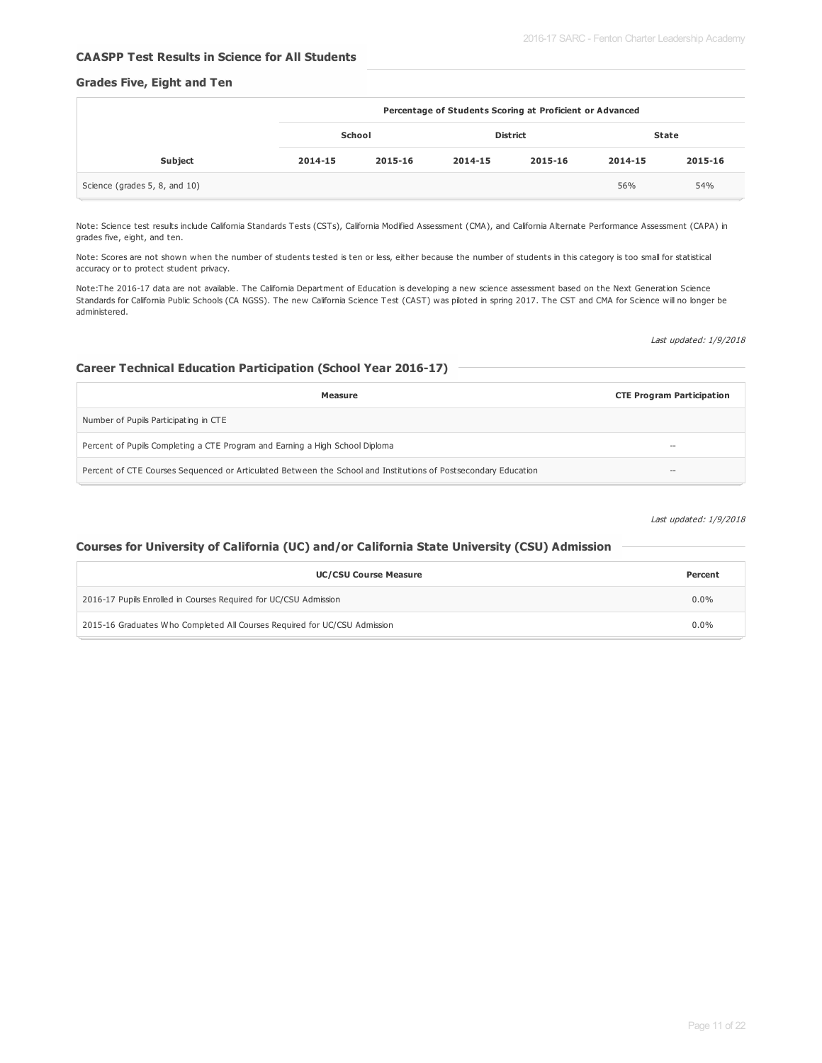## CAASPP Test Results in Science for All Students

### Grades Five, Eight and Ten

| | Percentage of Students Scoring at Proficient or Advanced | | | | | |
|---|---|---|---|---|---|---|
| | School | | District | | State | |
| Subject | 2014-15 | 2015-16 | 2014-15 | 2015-16 | 2014-15 | 2015-16 |
| Science (grades 5, 8, and 10) | | | | | 56% | 54% |

Note: Science test results include California Standards Tests (CSTs), California Modified Assessment (CMA), and California Alternate Performance Assessment (CAPA) in grades five, eight, and ten.

Note: Scores are not shown when the number of students tested is ten or less, either because the number of students in this category is too small for statistical accuracy or to protect student privacy.

Note:The 2016-17 data are not available. The California Department of Education is developing a new science assessment based on the Next Generation Science Standards for California Public Schools (CA NGSS). The new California Science Test (CAST) was piloted in spring 2017. The CST and CMA for Science will no longer be administered.

*Last updated: 1/9/2018*

### Career Technical Education Participation (School Year 2016-17)

| Measure | CTE Program Participation |
|---|---|
| Number of Pupils Participating in CTE | |
| Percent of Pupils Completing a CTE Program and Earning a High School Diploma | -- |
| Percent of CTE Courses Sequenced or Articulated Between the School and Institutions of Postsecondary Education | -- |

*Last updated: 1/9/2018*

### Courses for University of California (UC) and/or California State University (CSU) Admission

| UC/CSU Course Measure | Percent |
|---|---|
| 2016-17 Pupils Enrolled in Courses Required for UC/CSU Admission | 0.0% |
| 2015-16 Graduates Who Completed All Courses Required for UC/CSU Admission | 0.0% |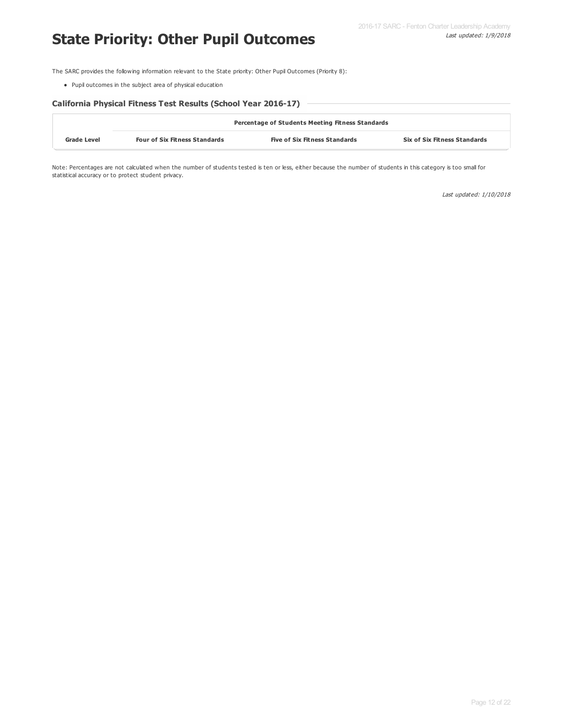# State Priority: Other Pupil Outcomes

*Last updated: 1/9/2018*

The SARC provides the following information relevant to the State priority: Other Pupil Outcomes (Priority 8):

- Pupil outcomes in the subject area of physical education

### California Physical Fitness Test Results (School Year 2016-17)

| | Percentage of Students Meeting Fitness Standards | | |
|---|---|---|---|
| **Grade Level** | **Four of Six Fitness Standards** | **Five of Six Fitness Standards** | **Six of Six Fitness Standards** |

Note: Percentages are not calculated when the number of students tested is ten or less, either because the number of students in this category is too small for statistical accuracy or to protect student privacy.

*Last updated: 1/10/2018*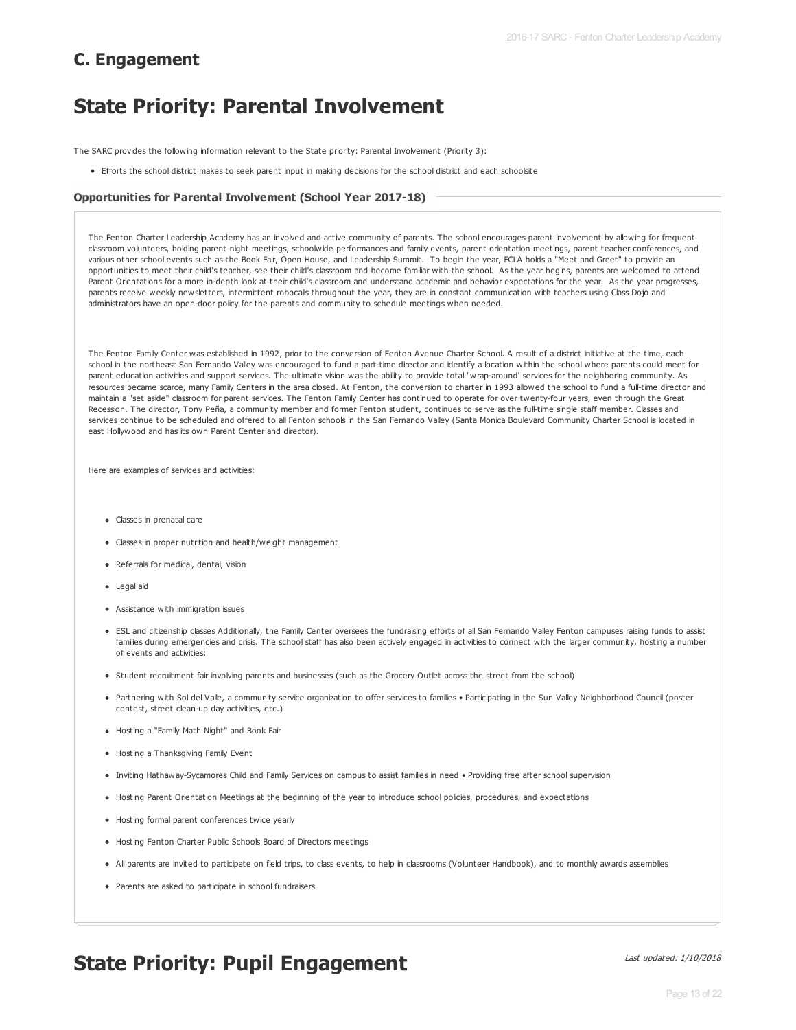## C. Engagement

# State Priority: Parental Involvement

The SARC provides the following information relevant to the State priority: Parental Involvement (Priority 3):

- Efforts the school district makes to seek parent input in making decisions for the school district and each schoolsite

### Opportunities for Parental Involvement (School Year 2017-18)

The Fenton Charter Leadership Academy has an involved and active community of parents. The school encourages parent involvement by allowing for frequent classroom volunteers, holding parent night meetings, schoolwide performances and family events, parent orientation meetings, parent teacher conferences, and various other school events such as the Book Fair, Open House, and Leadership Summit. To begin the year, FCLA holds a "Meet and Greet" to provide an opportunities to meet their child's teacher, see their child's classroom and become familiar with the school. As the year begins, parents are welcomed to attend Parent Orientations for a more in-depth look at their child's classroom and understand academic and behavior expectations for the year. As the year progresses, parents receive weekly newsletters, intermittent robocalls throughout the year, they are in constant communication with teachers using Class Dojo and administrators have an open-door policy for the parents and community to schedule meetings when needed.

The Fenton Family Center was established in 1992, prior to the conversion of Fenton Avenue Charter School. A result of a district initiative at the time, each school in the northeast San Fernando Valley was encouraged to fund a part-time director and identify a location within the school where parents could meet for parent education activities and support services. The ultimate vision was the ability to provide total "wrap-around' services for the neighboring community. As resources became scarce, many Family Centers in the area closed. At Fenton, the conversion to charter in 1993 allowed the school to fund a full-time director and maintain a "set aside" classroom for parent services. The Fenton Family Center has continued to operate for over twenty-four years, even through the Great Recession. The director, Tony Peña, a community member and former Fenton student, continues to serve as the full-time single staff member. Classes and services continue to be scheduled and offered to all Fenton schools in the San Fernando Valley (Santa Monica Boulevard Community Charter School is located in east Hollywood and has its own Parent Center and director).

Here are examples of services and activities:

- Classes in prenatal care
- Classes in proper nutrition and health/weight management
- Referrals for medical, dental, vision
- Legal aid
- Assistance with immigration issues
- ESL and citizenship classes Additionally, the Family Center oversees the fundraising efforts of all San Fernando Valley Fenton campuses raising funds to assist families during emergencies and crisis. The school staff has also been actively engaged in activities to connect with the larger community, hosting a number of events and activities:
- Student recruitment fair involving parents and businesses (such as the Grocery Outlet across the street from the school)
- Partnering with Sol del Valle, a community service organization to offer services to families • Participating in the Sun Valley Neighborhood Council (poster contest, street clean-up day activities, etc.)
- Hosting a "Family Math Night" and Book Fair
- Hosting a Thanksgiving Family Event
- Inviting Hathaway-Sycamores Child and Family Services on campus to assist families in need • Providing free after school supervision
- Hosting Parent Orientation Meetings at the beginning of the year to introduce school policies, procedures, and expectations
- Hosting formal parent conferences twice yearly
- Hosting Fenton Charter Public Schools Board of Directors meetings
- All parents are invited to participate on field trips, to class events, to help in classrooms (Volunteer Handbook), and to monthly awards assemblies
- Parents are asked to participate in school fundraisers

# State Priority: Pupil Engagement

*Last updated: 1/10/2018*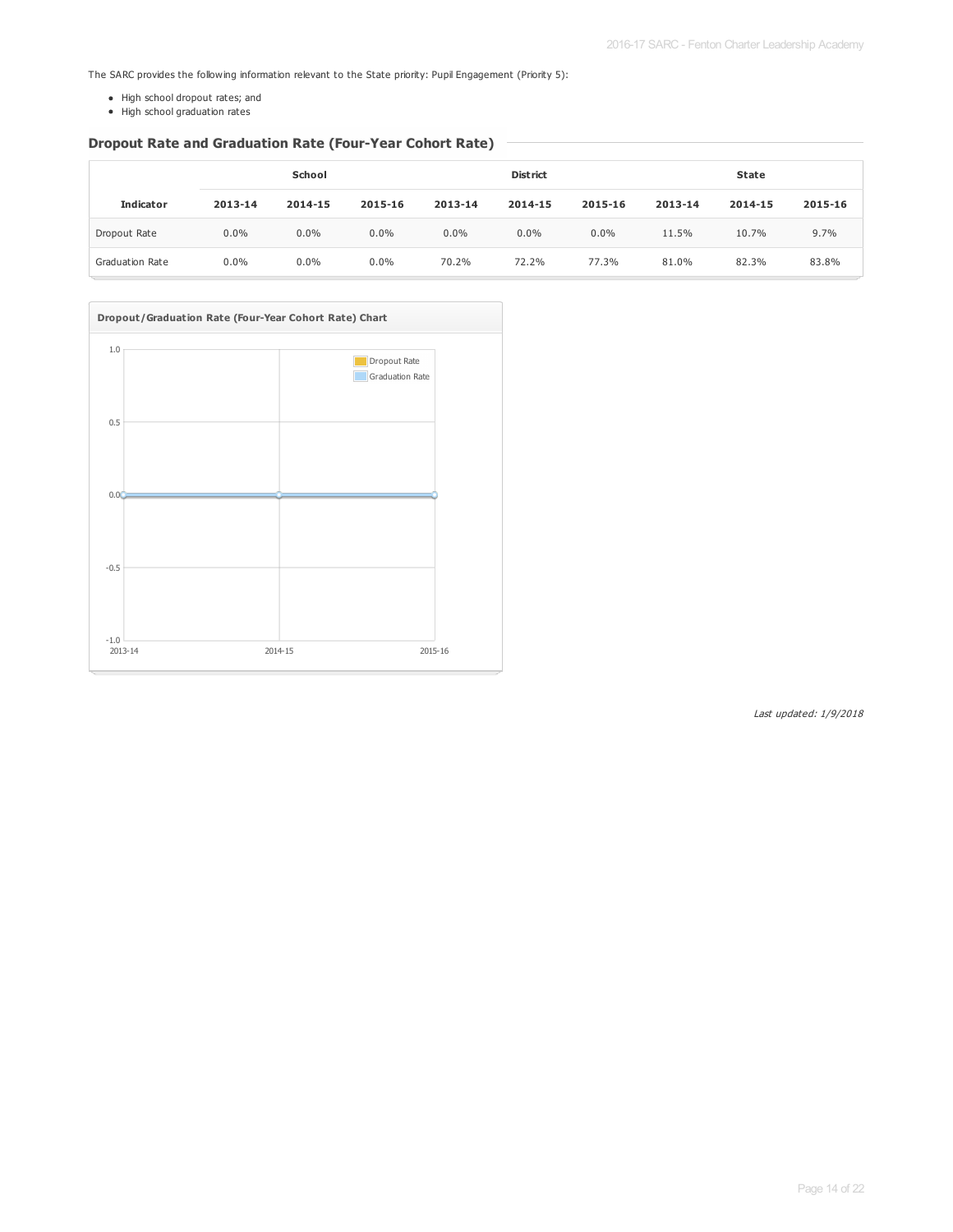The SARC provides the following information relevant to the State priority: Pupil Engagement (Priority 5):

- High school dropout rates; and
- High school graduation rates

## Dropout Rate and Graduation Rate (Four-Year Cohort Rate)

| Indicator | School | | | District | | | State | | |
|---|---|---|---|---|---|---|---|---|---|
| | 2013-14 | 2014-15 | 2015-16 | 2013-14 | 2014-15 | 2015-16 | 2013-14 | 2014-15 | 2015-16 |
| Dropout Rate | 0.0% | 0.0% | 0.0% | 0.0% | 0.0% | 0.0% | 11.5% | 10.7% | 9.7% |
| Graduation Rate | 0.0% | 0.0% | 0.0% | 70.2% | 72.2% | 77.3% | 81.0% | 82.3% | 83.8% |

**Dropout/Graduation Rate (Four-Year Cohort Rate) Chart**

*Last updated: 1/9/2018*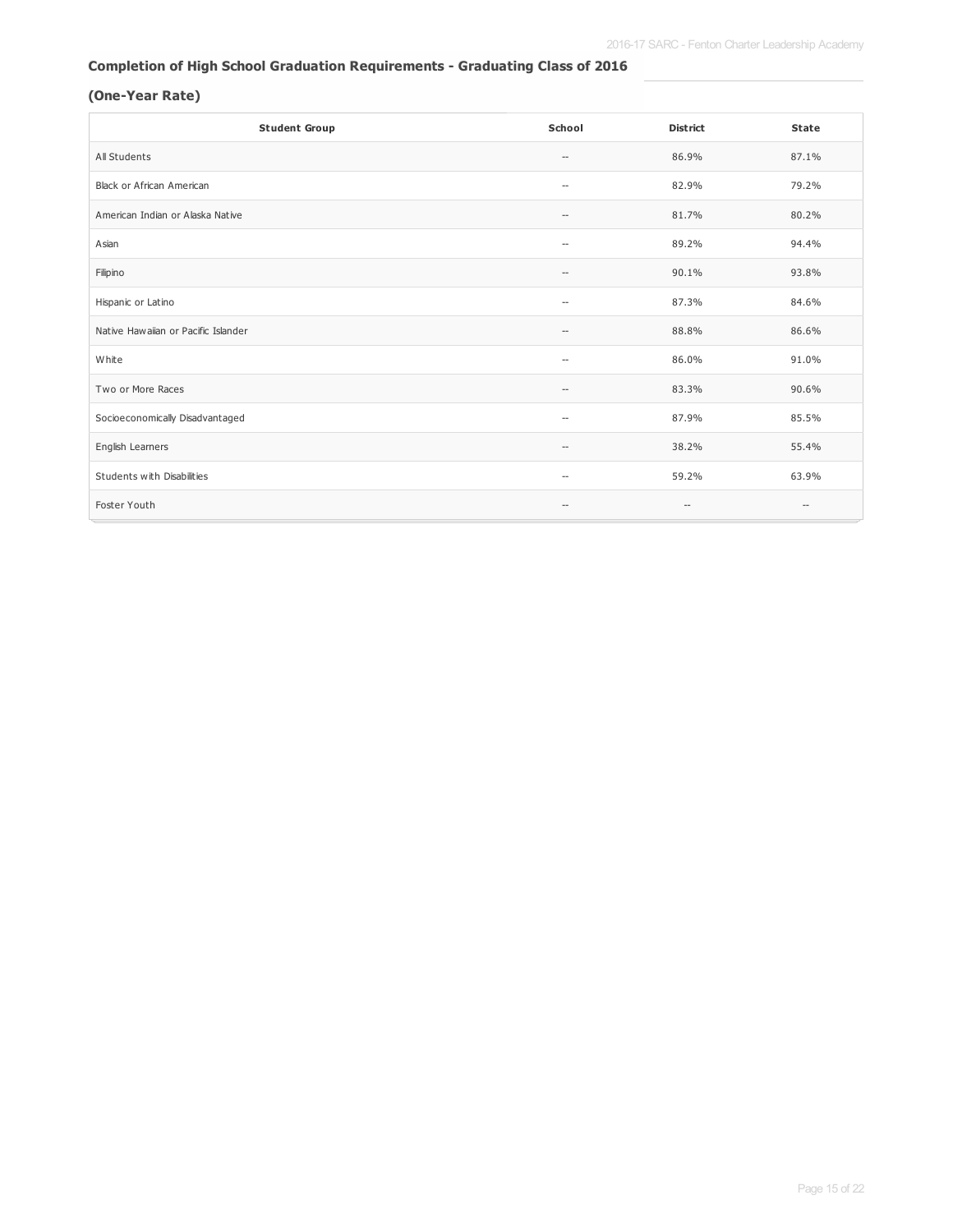### Completion of High School Graduation Requirements - Graduating Class of 2016

### (One-Year Rate)

| Student Group | School | District | State |
|---|---|---|---|
| All Students | -- | 86.9% | 87.1% |
| Black or African American | -- | 82.9% | 79.2% |
| American Indian or Alaska Native | -- | 81.7% | 80.2% |
| Asian | -- | 89.2% | 94.4% |
| Filipino | -- | 90.1% | 93.8% |
| Hispanic or Latino | -- | 87.3% | 84.6% |
| Native Hawaiian or Pacific Islander | -- | 88.8% | 86.6% |
| White | -- | 86.0% | 91.0% |
| Two or More Races | -- | 83.3% | 90.6% |
| Socioeconomically Disadvantaged | -- | 87.9% | 85.5% |
| English Learners | -- | 38.2% | 55.4% |
| Students with Disabilities | -- | 59.2% | 63.9% |
| Foster Youth | -- | -- | -- |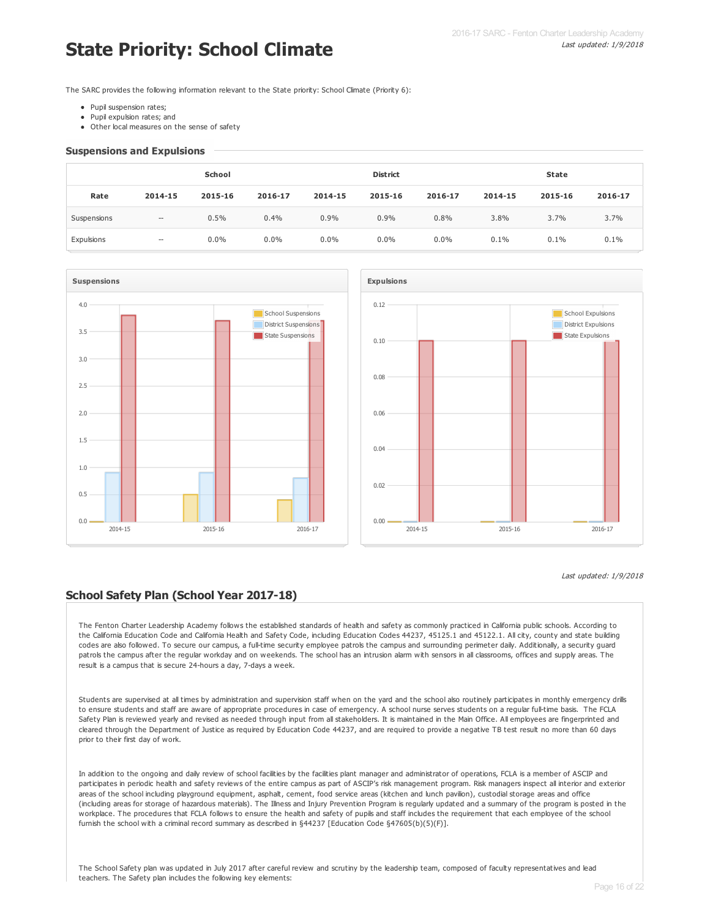# State Priority: School Climate

*Last updated: 1/9/2018*

The SARC provides the following information relevant to the State priority: School Climate (Priority 6):

- Pupil suspension rates;
- Pupil expulsion rates; and
- Other local measures on the sense of safety

## Suspensions and Expulsions

| | School | | | District | | | State | | |
|---|---|---|---|---|---|---|---|---|---|
| Rate | 2014-15 | 2015-16 | 2016-17 | 2014-15 | 2015-16 | 2016-17 | 2014-15 | 2015-16 | 2016-17 |
| Suspensions | -- | 0.5% | 0.4% | 0.9% | 0.9% | 0.8% | 3.8% | 3.7% | 3.7% |
| Expulsions | -- | 0.0% | 0.0% | 0.0% | 0.0% | 0.0% | 0.1% | 0.1% | 0.1% |

*Last updated: 1/9/2018*

## School Safety Plan (School Year 2017-18)

The Fenton Charter Leadership Academy follows the established standards of health and safety as commonly practiced in California public schools. According to the California Education Code and California Health and Safety Code, including Education Codes 44237, 45125.1 and 45122.1. All city, county and state building codes are also followed. To secure our campus, a full-time security employee patrols the campus and surrounding perimeter daily. Additionally, a security guard patrols the campus after the regular workday and on weekends. The school has an intrusion alarm with sensors in all classrooms, offices and supply areas. The result is a campus that is secure 24-hours a day, 7-days a week.

Students are supervised at all times by administration and supervision staff when on the yard and the school also routinely participates in monthly emergency drills to ensure students and staff are aware of appropriate procedures in case of emergency. A school nurse serves students on a regular full-time basis. The FCLA Safety Plan is reviewed yearly and revised as needed through input from all stakeholders. It is maintained in the Main Office. All employees are fingerprinted and cleared through the Department of Justice as required by Education Code 44237, and are required to provide a negative TB test result no more than 60 days prior to their first day of work.

In addition to the ongoing and daily review of school facilities by the facilities plant manager and administrator of operations, FCLA is a member of ASCIP and participates in periodic health and safety reviews of the entire campus as part of ASCIP's risk management program. Risk managers inspect all interior and exterior areas of the school including playground equipment, asphalt, cement, food service areas (kitchen and lunch pavilion), custodial storage areas and office (including areas for storage of hazardous materials). The Illness and Injury Prevention Program is regularly updated and a summary of the program is posted in the workplace. The procedures that FCLA follows to ensure the health and safety of pupils and staff includes the requirement that each employee of the school furnish the school with a criminal record summary as described in §44237 [Education Code §47605(b)(5)(F)].

The School Safety plan was updated in July 2017 after careful review and scrutiny by the leadership team, composed of faculty representatives and lead teachers. The Safety plan includes the following key elements: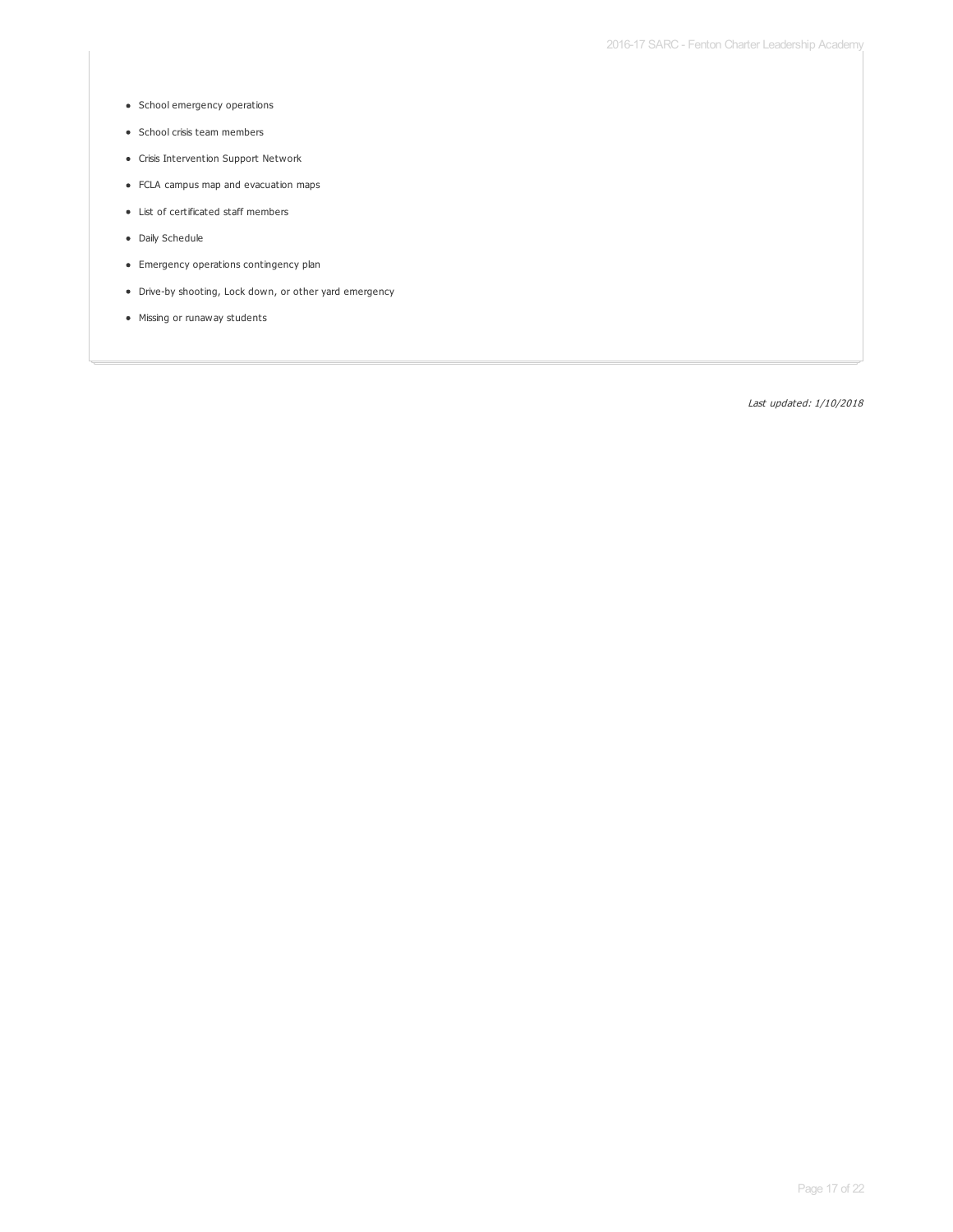- School emergency operations
- School crisis team members
- Crisis Intervention Support Network
- FCLA campus map and evacuation maps
- List of certificated staff members
- Daily Schedule
- Emergency operations contingency plan
- Drive-by shooting, Lock down, or other yard emergency
- Missing or runaway students

*Last updated: 1/10/2018*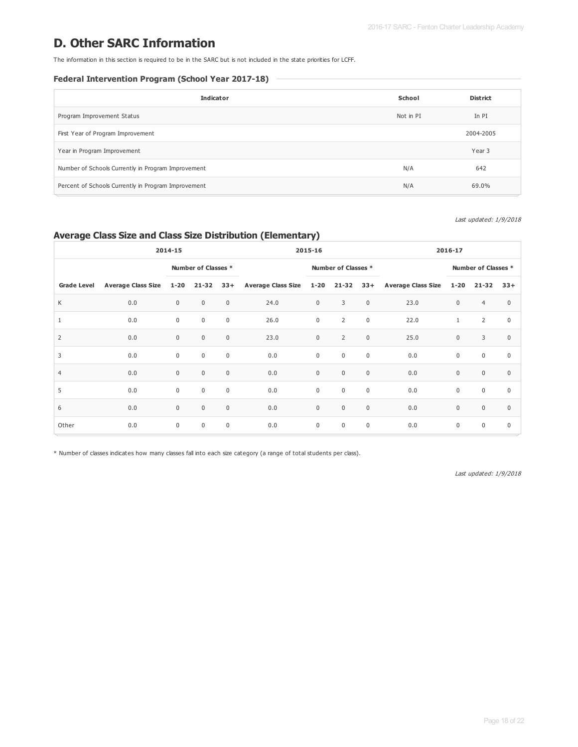# D. Other SARC Information

The information in this section is required to be in the SARC but is not included in the state priorities for LCFF.

### Federal Intervention Program (School Year 2017-18)

| Indicator | School | District |
|---|---|---|
| Program Improvement Status | Not in PI | In PI |
| First Year of Program Improvement | | 2004-2005 |
| Year in Program Improvement | | Year 3 |
| Number of Schools Currently in Program Improvement | N/A | 642 |
| Percent of Schools Currently in Program Improvement | N/A | 69.0% |

*Last updated: 1/9/2018*

## Average Class Size and Class Size Distribution (Elementary)

| | 2014-15 | | | | 2015-16 | | | | 2016-17 | | | |
|---|---|---|---|---|---|---|---|---|---|---|---|---|
| | | Number of Classes * | | | | Number of Classes * | | | | Number of Classes * | | |
| Grade Level | Average Class Size | 1-20 | 21-32 | 33+ | Average Class Size | 1-20 | 21-32 | 33+ | Average Class Size | 1-20 | 21-32 | 33+ |
| K | 0.0 | 0 | 0 | 0 | 24.0 | 0 | 3 | 0 | 23.0 | 0 | 4 | 0 |
| 1 | 0.0 | 0 | 0 | 0 | 26.0 | 0 | 2 | 0 | 22.0 | 1 | 2 | 0 |
| 2 | 0.0 | 0 | 0 | 0 | 23.0 | 0 | 2 | 0 | 25.0 | 0 | 3 | 0 |
| 3 | 0.0 | 0 | 0 | 0 | 0.0 | 0 | 0 | 0 | 0.0 | 0 | 0 | 0 |
| 4 | 0.0 | 0 | 0 | 0 | 0.0 | 0 | 0 | 0 | 0.0 | 0 | 0 | 0 |
| 5 | 0.0 | 0 | 0 | 0 | 0.0 | 0 | 0 | 0 | 0.0 | 0 | 0 | 0 |
| 6 | 0.0 | 0 | 0 | 0 | 0.0 | 0 | 0 | 0 | 0.0 | 0 | 0 | 0 |
| Other | 0.0 | 0 | 0 | 0 | 0.0 | 0 | 0 | 0 | 0.0 | 0 | 0 | 0 |

* Number of classes indicates how many classes fall into each size category (a range of total students per class).

*Last updated: 1/9/2018*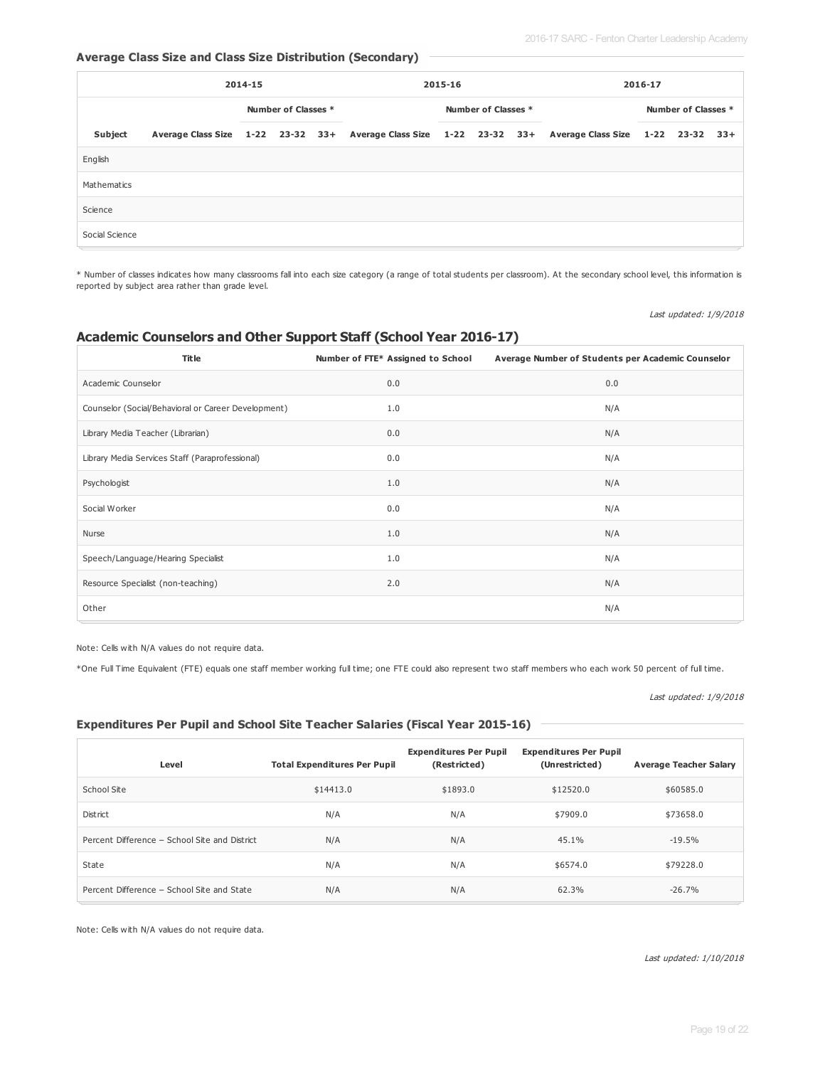### Average Class Size and Class Size Distribution (Secondary)

| | 2014-15 | | | | 2015-16 | | | | 2016-17 | | | |
|---|---|---|---|---|---|---|---|---|---|---|---|---|
| | | Number of Classes * | | | | Number of Classes * | | | | Number of Classes * | | |
| Subject | Average Class Size | 1-22 | 23-32 | 33+ | Average Class Size | 1-22 | 23-32 | 33+ | Average Class Size | 1-22 | 23-32 | 33+ |
| English | | | | | | | | | | | | |
| Mathematics | | | | | | | | | | | | |
| Science | | | | | | | | | | | | |
| Social Science | | | | | | | | | | | | |

* Number of classes indicates how many classrooms fall into each size category (a range of total students per classroom). At the secondary school level, this information is reported by subject area rather than grade level.

*Last updated: 1/9/2018*

## Academic Counselors and Other Support Staff (School Year 2016-17)

| Title | Number of FTE* Assigned to School | Average Number of Students per Academic Counselor |
|---|---|---|
| Academic Counselor | 0.0 | 0.0 |
| Counselor (Social/Behavioral or Career Development) | 1.0 | N/A |
| Library Media Teacher (Librarian) | 0.0 | N/A |
| Library Media Services Staff (Paraprofessional) | 0.0 | N/A |
| Psychologist | 1.0 | N/A |
| Social Worker | 0.0 | N/A |
| Nurse | 1.0 | N/A |
| Speech/Language/Hearing Specialist | 1.0 | N/A |
| Resource Specialist (non-teaching) | 2.0 | N/A |
| Other | | N/A |

Note: Cells with N/A values do not require data.

*One Full Time Equivalent (FTE) equals one staff member working full time; one FTE could also represent two staff members who each work 50 percent of full time.

*Last updated: 1/9/2018*

### Expenditures Per Pupil and School Site Teacher Salaries (Fiscal Year 2015-16)

| Level | Total Expenditures Per Pupil | Expenditures Per Pupil (Restricted) | Expenditures Per Pupil (Unrestricted) | Average Teacher Salary |
|---|---|---|---|---|
| School Site | $14413.0 | $1893.0 | $12520.0 | $60585.0 |
| District | N/A | N/A | $7909.0 | $73658.0 |
| Percent Difference – School Site and District | N/A | N/A | 45.1% | -19.5% |
| State | N/A | N/A | $6574.0 | $79228.0 |
| Percent Difference – School Site and State | N/A | N/A | 62.3% | -26.7% |

Note: Cells with N/A values do not require data.

*Last updated: 1/10/2018*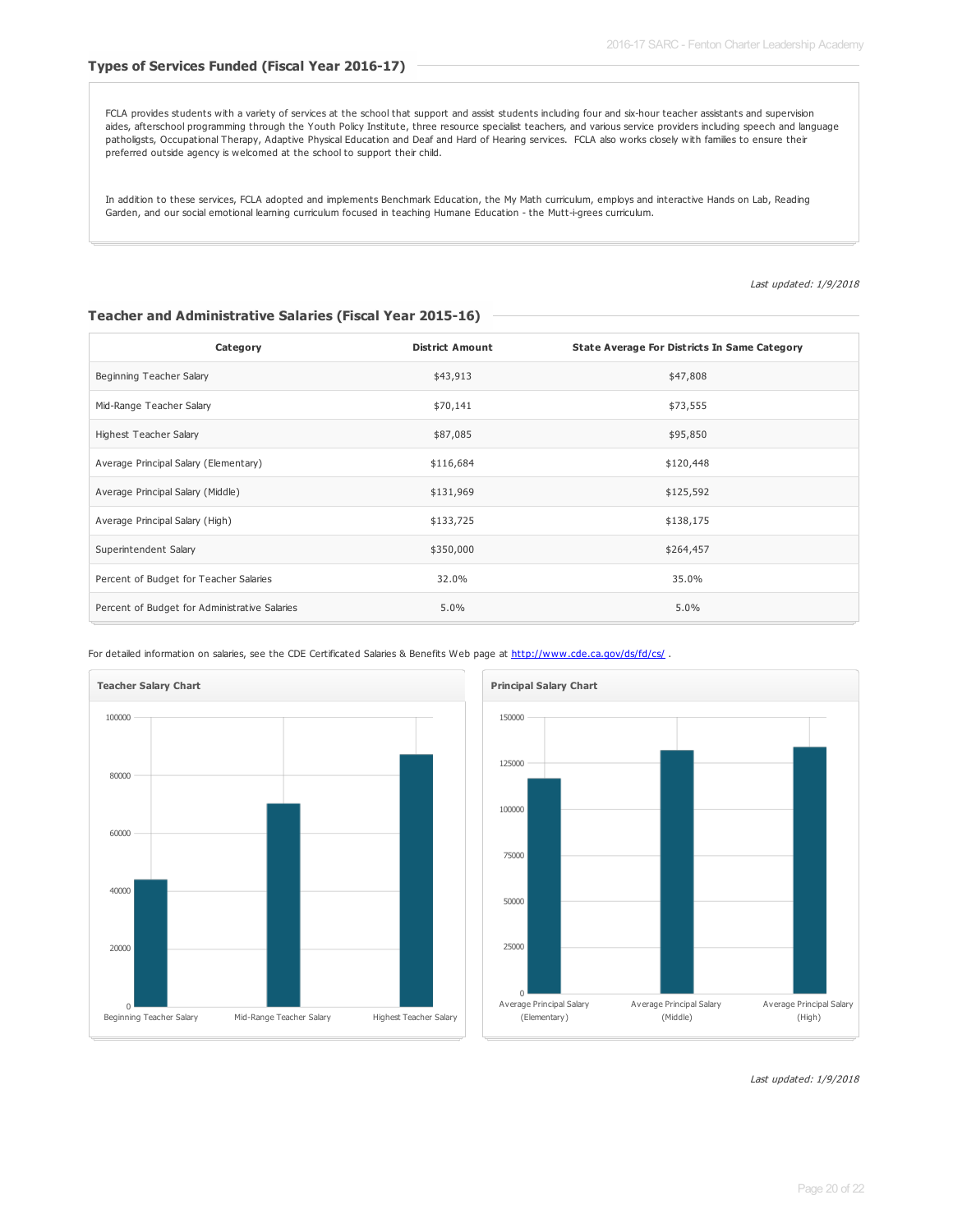## Types of Services Funded (Fiscal Year 2016-17)

FCLA provides students with a variety of services at the school that support and assist students including four and six-hour teacher assistants and supervision aides, afterschool programming through the Youth Policy Institute, three resource specialist teachers, and various service providers including speech and language patholigsts, Occupational Therapy, Adaptive Physical Education and Deaf and Hard of Hearing services. FCLA also works closely with families to ensure their preferred outside agency is welcomed at the school to support their child.

In addition to these services, FCLA adopted and implements Benchmark Education, the My Math curriculum, employs and interactive Hands on Lab, Reading Garden, and our social emotional learning curriculum focused in teaching Humane Education - the Mutt-i-grees curriculum.

*Last updated: 1/9/2018*

## Teacher and Administrative Salaries (Fiscal Year 2015-16)

| Category | District Amount | State Average For Districts In Same Category |
|---|---|---|
| Beginning Teacher Salary | $43,913 | $47,808 |
| Mid-Range Teacher Salary | $70,141 | $73,555 |
| Highest Teacher Salary | $87,085 | $95,850 |
| Average Principal Salary (Elementary) | $116,684 | $120,448 |
| Average Principal Salary (Middle) | $131,969 | $125,592 |
| Average Principal Salary (High) | $133,725 | $138,175 |
| Superintendent Salary | $350,000 | $264,457 |
| Percent of Budget for Teacher Salaries | 32.0% | 35.0% |
| Percent of Budget for Administrative Salaries | 5.0% | 5.0% |

For detailed information on salaries, see the CDE Certificated Salaries & Benefits Web page at http://www.cde.ca.gov/ds/fd/cs/ .

**Teacher Salary Chart**

**Principal Salary Chart**

*Last updated: 1/9/2018*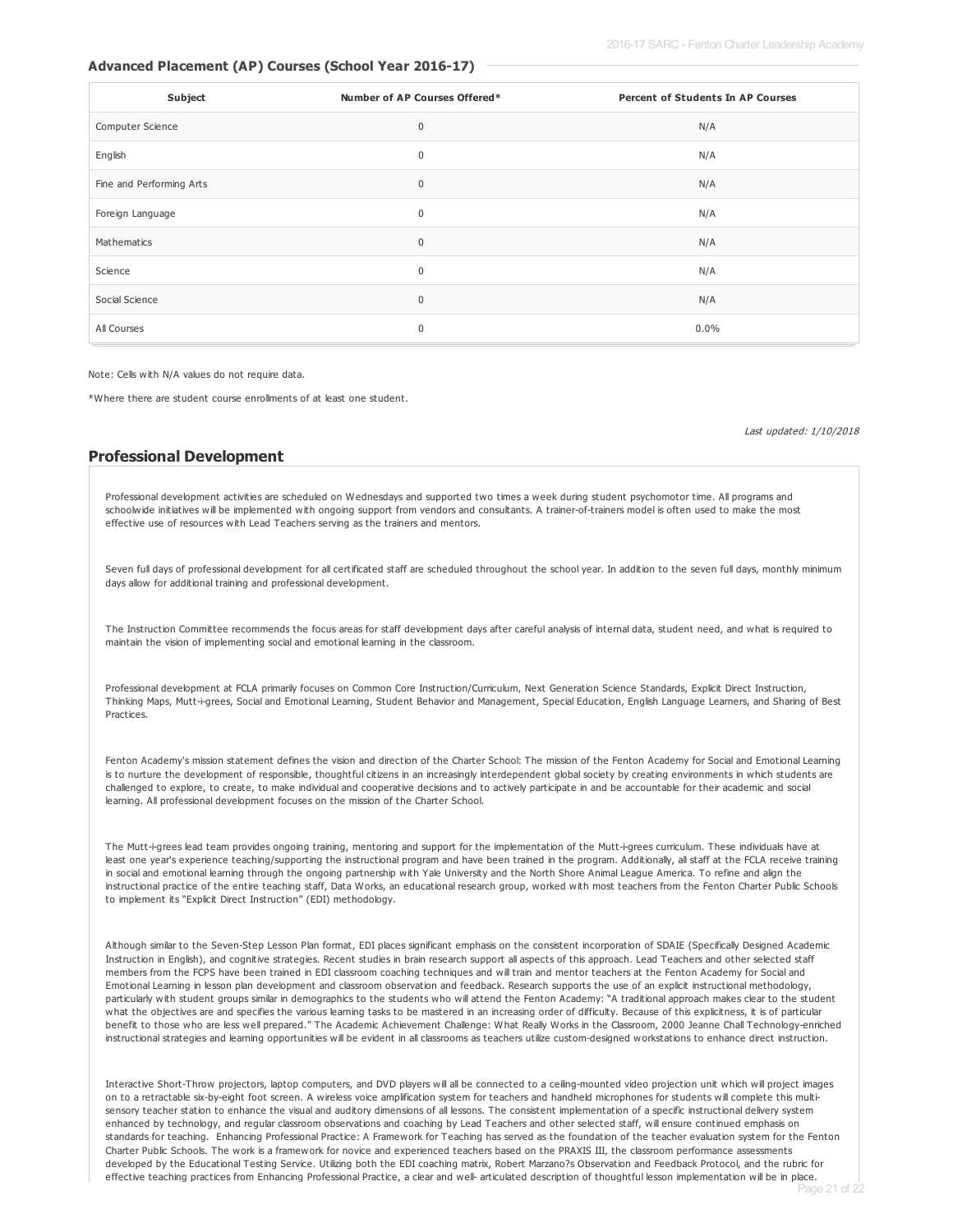### Advanced Placement (AP) Courses (School Year 2016-17)

| Subject | Number of AP Courses Offered* | Percent of Students In AP Courses |
| --- | --- | --- |
| Computer Science | 0 | N/A |
| English | 0 | N/A |
| Fine and Performing Arts | 0 | N/A |
| Foreign Language | 0 | N/A |
| Mathematics | 0 | N/A |
| Science | 0 | N/A |
| Social Science | 0 | N/A |
| All Courses | 0 | 0.0% |

Note: Cells with N/A values do not require data.

*Where there are student course enrollments of at least one student.

*Last updated: 1/10/2018*

## Professional Development

Professional development activities are scheduled on Wednesdays and supported two times a week during student psychomotor time. All programs and schoolwide initiatives will be implemented with ongoing support from vendors and consultants. A trainer-of-trainers model is often used to make the most effective use of resources with Lead Teachers serving as the trainers and mentors.

Seven full days of professional development for all certificated staff are scheduled throughout the school year. In addition to the seven full days, monthly minimum days allow for additional training and professional development.

The Instruction Committee recommends the focus areas for staff development days after careful analysis of internal data, student need, and what is required to maintain the vision of implementing social and emotional learning in the classroom.

Professional development at FCLA primarily focuses on Common Core Instruction/Curriculum, Next Generation Science Standards, Explicit Direct Instruction, Thinking Maps, Mutt-i-grees, Social and Emotional Learning, Student Behavior and Management, Special Education, English Language Learners, and Sharing of Best Practices.

Fenton Academy's mission statement defines the vision and direction of the Charter School: The mission of the Fenton Academy for Social and Emotional Learning is to nurture the development of responsible, thoughtful citizens in an increasingly interdependent global society by creating environments in which students are challenged to explore, to create, to make individual and cooperative decisions and to actively participate in and be accountable for their academic and social learning. All professional development focuses on the mission of the Charter School.

The Mutt-i-grees lead team provides ongoing training, mentoring and support for the implementation of the Mutt-i-grees curriculum. These individuals have at least one year's experience teaching/supporting the instructional program and have been trained in the program. Additionally, all staff at the FCLA receive training in social and emotional learning through the ongoing partnership with Yale University and the North Shore Animal League America. To refine and align the instructional practice of the entire teaching staff, Data Works, an educational research group, worked with most teachers from the Fenton Charter Public Schools to implement its "Explicit Direct Instruction" (EDI) methodology.

Although similar to the Seven-Step Lesson Plan format, EDI places significant emphasis on the consistent incorporation of SDAIE (Specifically Designed Academic Instruction in English), and cognitive strategies. Recent studies in brain research support all aspects of this approach. Lead Teachers and other selected staff members from the FCPS have been trained in EDI classroom coaching techniques and will train and mentor teachers at the Fenton Academy for Social and Emotional Learning in lesson plan development and classroom observation and feedback. Research supports the use of an explicit instructional methodology, particularly with student groups similar in demographics to the students who will attend the Fenton Academy: "A traditional approach makes clear to the student what the objectives are and specifies the various learning tasks to be mastered in an increasing order of difficulty. Because of this explicitness, it is of particular benefit to those who are less well prepared." The Academic Achievement Challenge: What Really Works in the Classroom, 2000 Jeanne Chall Technology-enriched instructional strategies and learning opportunities will be evident in all classrooms as teachers utilize custom-designed workstations to enhance direct instruction.

Interactive Short-Throw projectors, laptop computers, and DVD players will all be connected to a ceiling-mounted video projection unit which will project images on to a retractable six-by-eight foot screen. A wireless voice amplification system for teachers and handheld microphones for students will complete this multi-sensory teacher station to enhance the visual and auditory dimensions of all lessons. The consistent implementation of a specific instructional delivery system enhanced by technology, and regular classroom observations and coaching by Lead Teachers and other selected staff, will ensure continued emphasis on standards for teaching. Enhancing Professional Practice: A Framework for Teaching has served as the foundation of the teacher evaluation system for the Fenton Charter Public Schools. The work is a framework for novice and experienced teachers based on the PRAXIS III, the classroom performance assessments developed by the Educational Testing Service. Utilizing both the EDI coaching matrix, Robert Marzano?s Observation and Feedback Protocol, and the rubric for effective teaching practices from Enhancing Professional Practice, a clear and well- articulated description of thoughtful lesson implementation will be in place.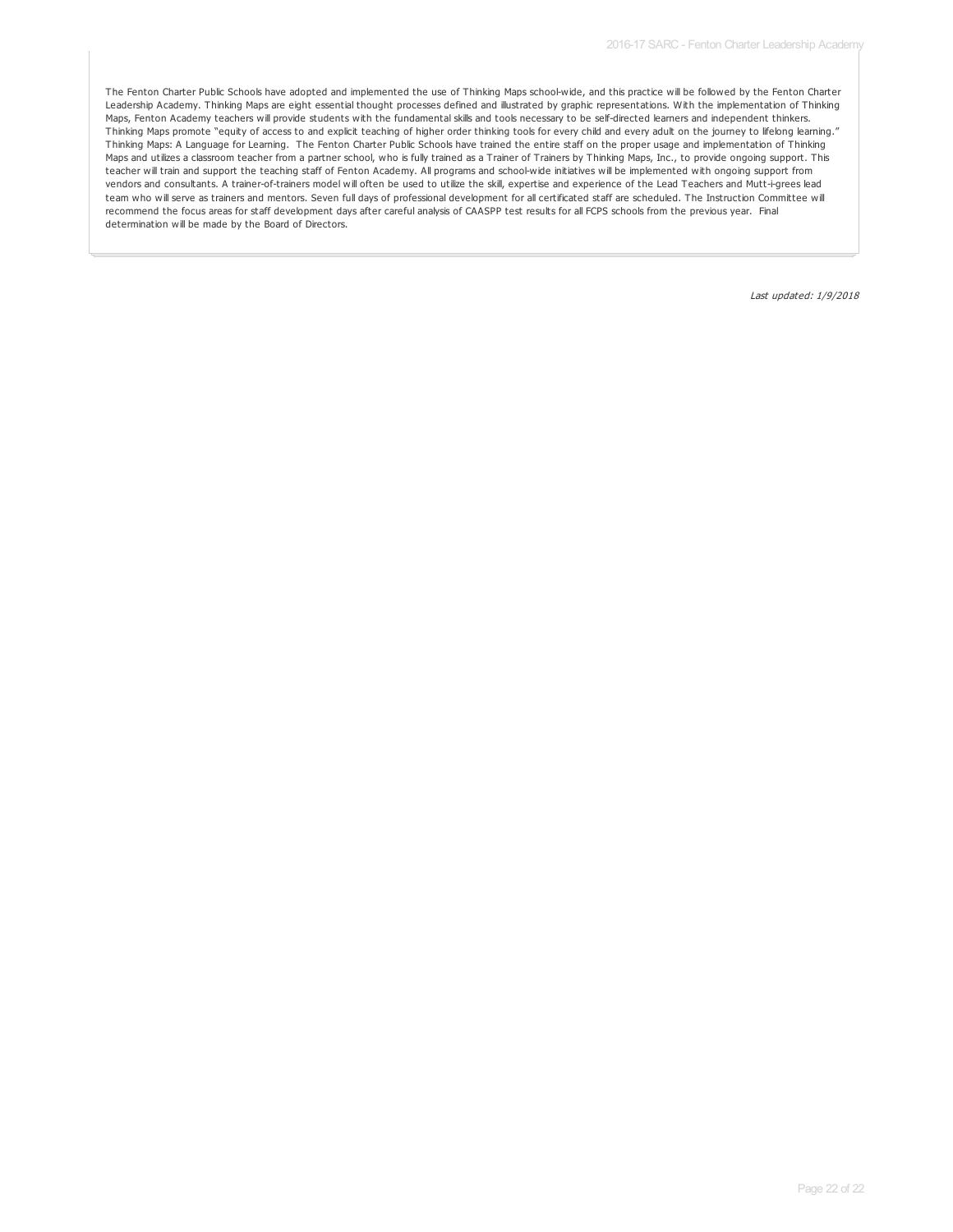The Fenton Charter Public Schools have adopted and implemented the use of Thinking Maps school-wide, and this practice will be followed by the Fenton Charter Leadership Academy. Thinking Maps are eight essential thought processes defined and illustrated by graphic representations. With the implementation of Thinking Maps, Fenton Academy teachers will provide students with the fundamental skills and tools necessary to be self-directed learners and independent thinkers. Thinking Maps promote "equity of access to and explicit teaching of higher order thinking tools for every child and every adult on the journey to lifelong learning." Thinking Maps: A Language for Learning. The Fenton Charter Public Schools have trained the entire staff on the proper usage and implementation of Thinking Maps and utilizes a classroom teacher from a partner school, who is fully trained as a Trainer of Trainers by Thinking Maps, Inc., to provide ongoing support. This teacher will train and support the teaching staff of Fenton Academy. All programs and school-wide initiatives will be implemented with ongoing support from vendors and consultants. A trainer-of-trainers model will often be used to utilize the skill, expertise and experience of the Lead Teachers and Mutt-i-grees lead team who will serve as trainers and mentors. Seven full days of professional development for all certificated staff are scheduled. The Instruction Committee will recommend the focus areas for staff development days after careful analysis of CAASPP test results for all FCPS schools from the previous year. Final determination will be made by the Board of Directors.

*Last updated: 1/9/2018*